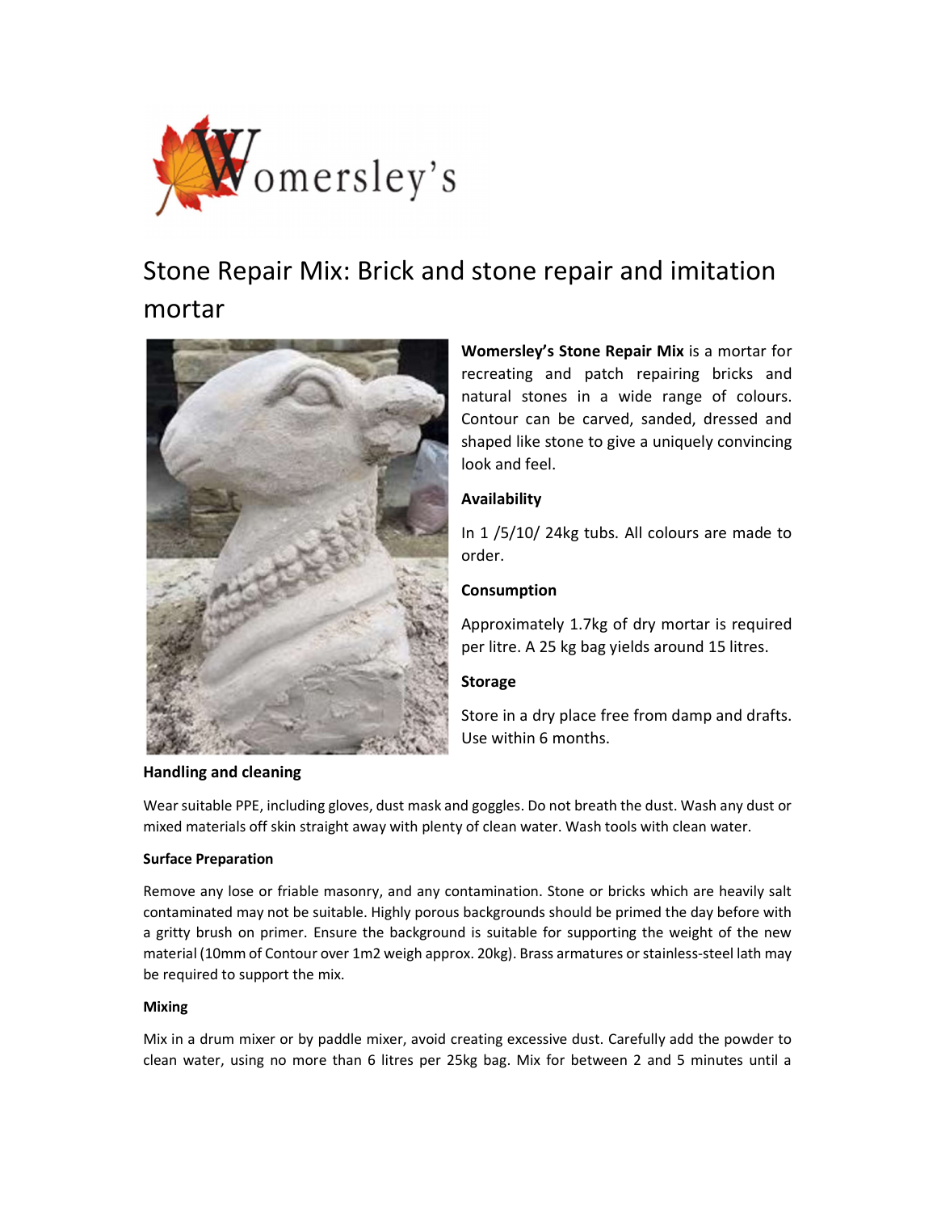# Stone Repair Mix: Brick and stone repair and imitation mortar

**Womersley's Stone Repair Mix** is a mortar for recreating and patch repairing bricks and natural stones in a wide range of colours. Contour can be carved, sanded, dressed and shaped like stone to give a uniquely convincing look and feel.

**Availability**

In 1 /5/10/ 24kg tubs. All colours are made to order.

**Consumption**

Approximately 1.7kg of dry mortar is required per litre. A 25 kg bag yields around 15 litres.

**Storage**

Store in a dry place free from damp and drafts. Use within 6 months.

**Handling and cleaning**

Wear suitable PPE, including gloves, dust mask and goggles. Do not breath the dust. Wash any dust or mixed materials off skin straight away with plenty of clean water. Wash tools with clean water.

**Surface Preparation**

Remove any lose or friable masonry, and any contamination. Stone or bricks which are heavily salt contaminated may not be suitable. Highly porous backgrounds should be primed the day before with a gritty brush on primer. Ensure the background is suitable for supporting the weight of the new material (10mm of Contour over 1m2 weigh approx. 20kg). Brass armatures or stainless-steel lath may be required to support the mix.

**Mixing**

Mix in a drum mixer or by paddle mixer, avoid creating excessive dust. Carefully add the powder to clean water, using no more than 6 litres per 25kg bag. Mix for between 2 and 5 minutes until a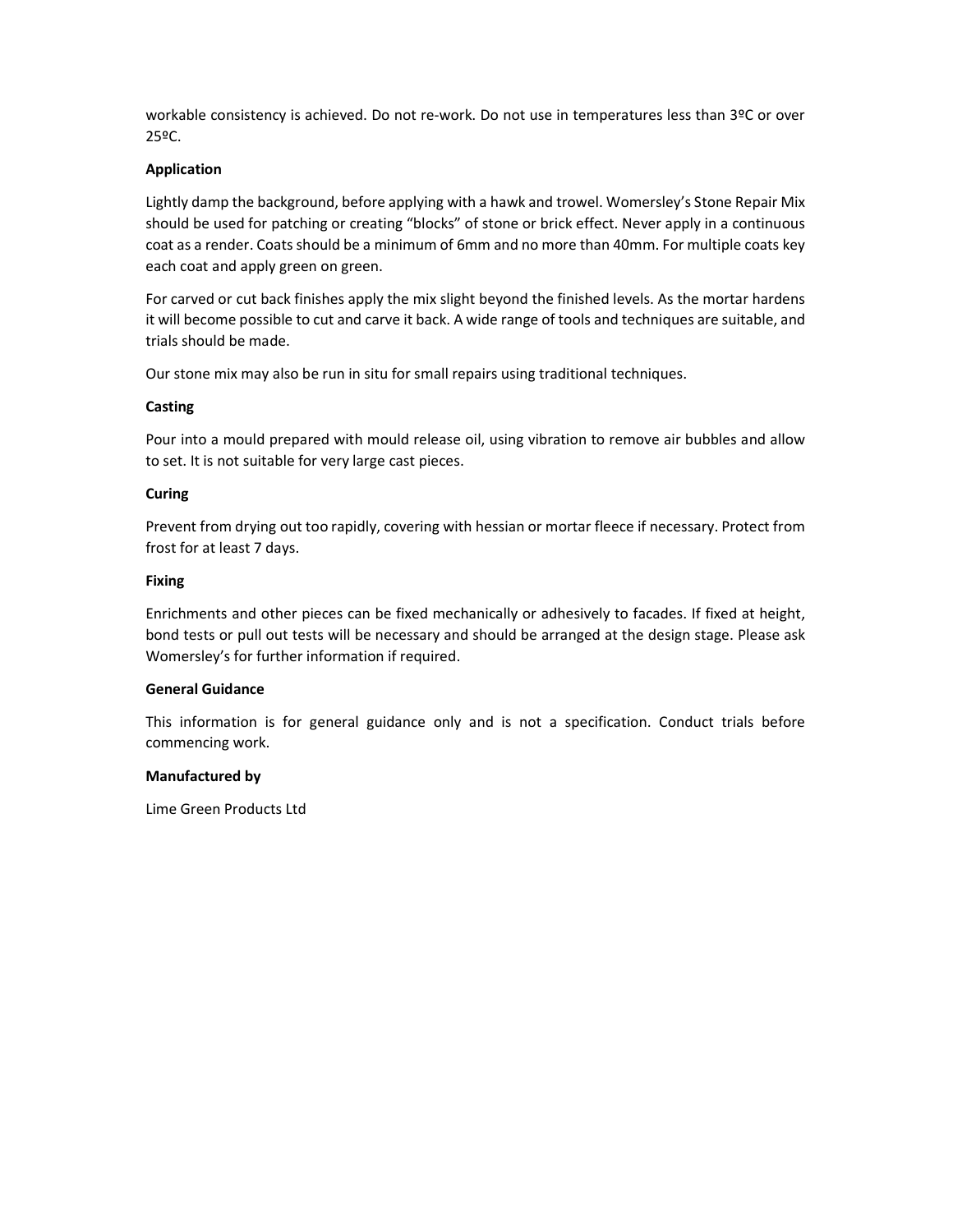workable consistency is achieved. Do not re-work. Do not use in temperatures less than 3ºC or over 25ºC.

**Application**

Lightly damp the background, before applying with a hawk and trowel. Womersley's Stone Repair Mix should be used for patching or creating "blocks" of stone or brick effect. Never apply in a continuous coat as a render. Coats should be a minimum of 6mm and no more than 40mm. For multiple coats key each coat and apply green on green.

For carved or cut back finishes apply the mix slight beyond the finished levels. As the mortar hardens it will become possible to cut and carve it back. A wide range of tools and techniques are suitable, and trials should be made.

Our stone mix may also be run in situ for small repairs using traditional techniques.

**Casting**

Pour into a mould prepared with mould release oil, using vibration to remove air bubbles and allow to set. It is not suitable for very large cast pieces.

**Curing**

Prevent from drying out too rapidly, covering with hessian or mortar fleece if necessary. Protect from frost for at least 7 days.

**Fixing**

Enrichments and other pieces can be fixed mechanically or adhesively to facades. If fixed at height, bond tests or pull out tests will be necessary and should be arranged at the design stage. Please ask Womersley's for further information if required.

**General Guidance**

This information is for general guidance only and is not a specification. Conduct trials before commencing work.

**Manufactured by**

Lime Green Products Ltd